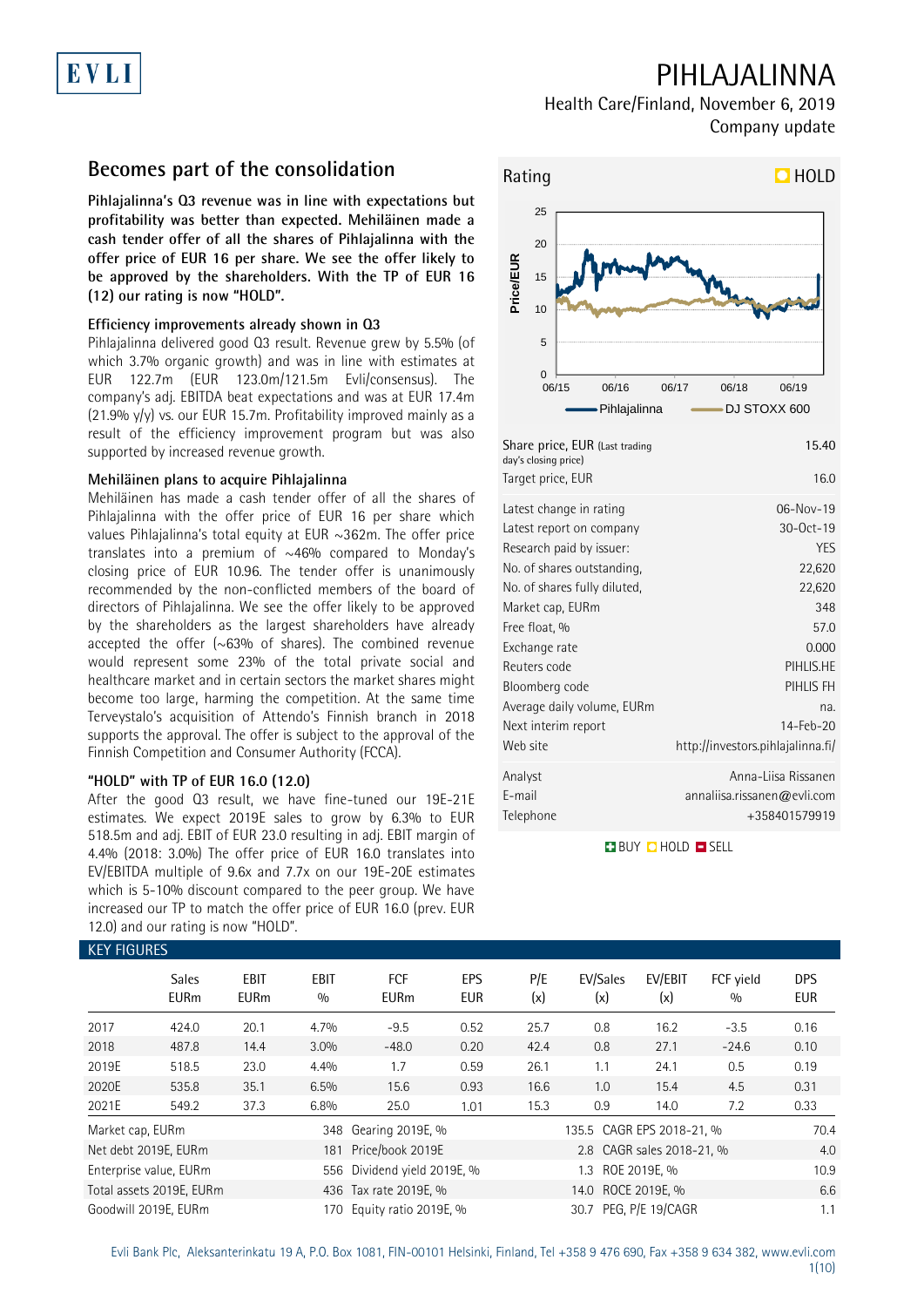# PIHLAJALINNA

Health Care/Finland, November 6, 2019
Company update

## Becomes part of the consolidation

**Pihlajalinna's Q3 revenue was in line with expectations but profitability was better than expected. Mehiläinen made a cash tender offer of all the shares of Pihlajalinna with the offer price of EUR 16 per share. We see the offer likely to be approved by the shareholders. With the TP of EUR 16 (12) our rating is now "HOLD".**

### Efficiency improvements already shown in Q3

Pihlajalinna delivered good Q3 result. Revenue grew by 5.5% (of which 3.7% organic growth) and was in line with estimates at EUR 122.7m (EUR 123.0m/121.5m Evli/consensus). The company's adj. EBITDA beat expectations and was at EUR 17.4m (21.9% y/y) vs. our EUR 15.7m. Profitability improved mainly as a result of the efficiency improvement program but was also supported by increased revenue growth.

### Mehiläinen plans to acquire Pihlajalinna

Mehiläinen has made a cash tender offer of all the shares of Pihlajalinna with the offer price of EUR 16 per share which values Pihlajalinna's total equity at EUR ~362m. The offer price translates into a premium of ~46% compared to Monday's closing price of EUR 10.96. The tender offer is unanimously recommended by the non-conflicted members of the board of directors of Pihlajalinna. We see the offer likely to be approved by the shareholders as the largest shareholders have already accepted the offer (~63% of shares). The combined revenue would represent some 23% of the total private social and healthcare market and in certain sectors the market shares might become too large, harming the competition. At the same time Terveystalo's acquisition of Attendo's Finnish branch in 2018 supports the approval. The offer is subject to the approval of the Finnish Competition and Consumer Authority (FCCA).

### "HOLD" with TP of EUR 16.0 (12.0)

After the good Q3 result, we have fine-tuned our 19E-21E estimates. We expect 2019E sales to grow by 6.3% to EUR 518.5m and adj. EBIT of EUR 23.0 resulting in adj. EBIT margin of 4.4% (2018: 3.0%) The offer price of EUR 16.0 translates into EV/EBITDA multiple of 9.6x and 7.7x on our 19E-20E estimates which is 5-10% discount compared to the peer group. We have increased our TP to match the offer price of EUR 16.0 (prev. EUR 12.0) and our rating is now "HOLD".

**Rating: HOLD**

| | |
|---|---|
| Share price, EUR (Last trading day's closing price) | 15.40 |
| Target price, EUR | 16.0 |
| Latest change in rating | 06-Nov-19 |
| Latest report on company | 30-Oct-19 |
| Research paid by issuer: | YES |
| No. of shares outstanding, | 22,620 |
| No. of shares fully diluted, | 22,620 |
| Market cap, EURm | 348 |
| Free float, % | 57.0 |
| Exchange rate | 0.000 |
| Reuters code | PIHLIS.HE |
| Bloomberg code | PIHLIS FH |
| Average daily volume, EURm | na. |
| Next interim report | 14-Feb-20 |
| Web site | http://investors.pihlajalinna.fi/ |
| Analyst | Anna-Liisa Rissanen |
| E-mail | annaliisa.rissanen@evli.com |
| Telephone | +358401579919 |

BUY HOLD SELL

### KEY FIGURES

| | Sales EURm | EBIT EURm | EBIT % | FCF EURm | EPS EUR | P/E (x) | EV/Sales (x) | EV/EBIT (x) | FCF yield % | DPS EUR |
|---|---|---|---|---|---|---|---|---|---|---|
| 2017 | 424.0 | 20.1 | 4.7% | -9.5 | 0.52 | 25.7 | 0.8 | 16.2 | -3.5 | 0.16 |
| 2018 | 487.8 | 14.4 | 3.0% | -48.0 | 0.20 | 42.4 | 0.8 | 27.1 | -24.6 | 0.10 |
| 2019E | 518.5 | 23.0 | 4.4% | 1.7 | 0.59 | 26.1 | 1.1 | 24.1 | 0.5 | 0.19 |
| 2020E | 535.8 | 35.1 | 6.5% | 15.6 | 0.93 | 16.6 | 1.0 | 15.4 | 4.5 | 0.31 |
| 2021E | 549.2 | 37.3 | 6.8% | 25.0 | 1.01 | 15.3 | 0.9 | 14.0 | 7.2 | 0.33 |

| | | | | | |
|---|---|---|---|---|---|
| Market cap, EURm | 348 | Gearing 2019E, % | 135.5 | CAGR EPS 2018-21, % | 70.4 |
| Net debt 2019E, EURm | 181 | Price/book 2019E | 2.8 | CAGR sales 2018-21, % | 4.0 |
| Enterprise value, EURm | 556 | Dividend yield 2019E, % | 1.3 | ROE 2019E, % | 10.9 |
| Total assets 2019E, EURm | 436 | Tax rate 2019E, % | 14.0 | ROCE 2019E, % | 6.6 |
| Goodwill 2019E, EURm | 170 | Equity ratio 2019E, % | 30.7 | PEG, P/E 19/CAGR | 1.1 |

Evli Bank Plc, Aleksanterinkatu 19 A, P.O. Box 1081, FIN-00101 Helsinki, Finland, Tel +358 9 476 690, Fax +358 9 634 382, www.evli.com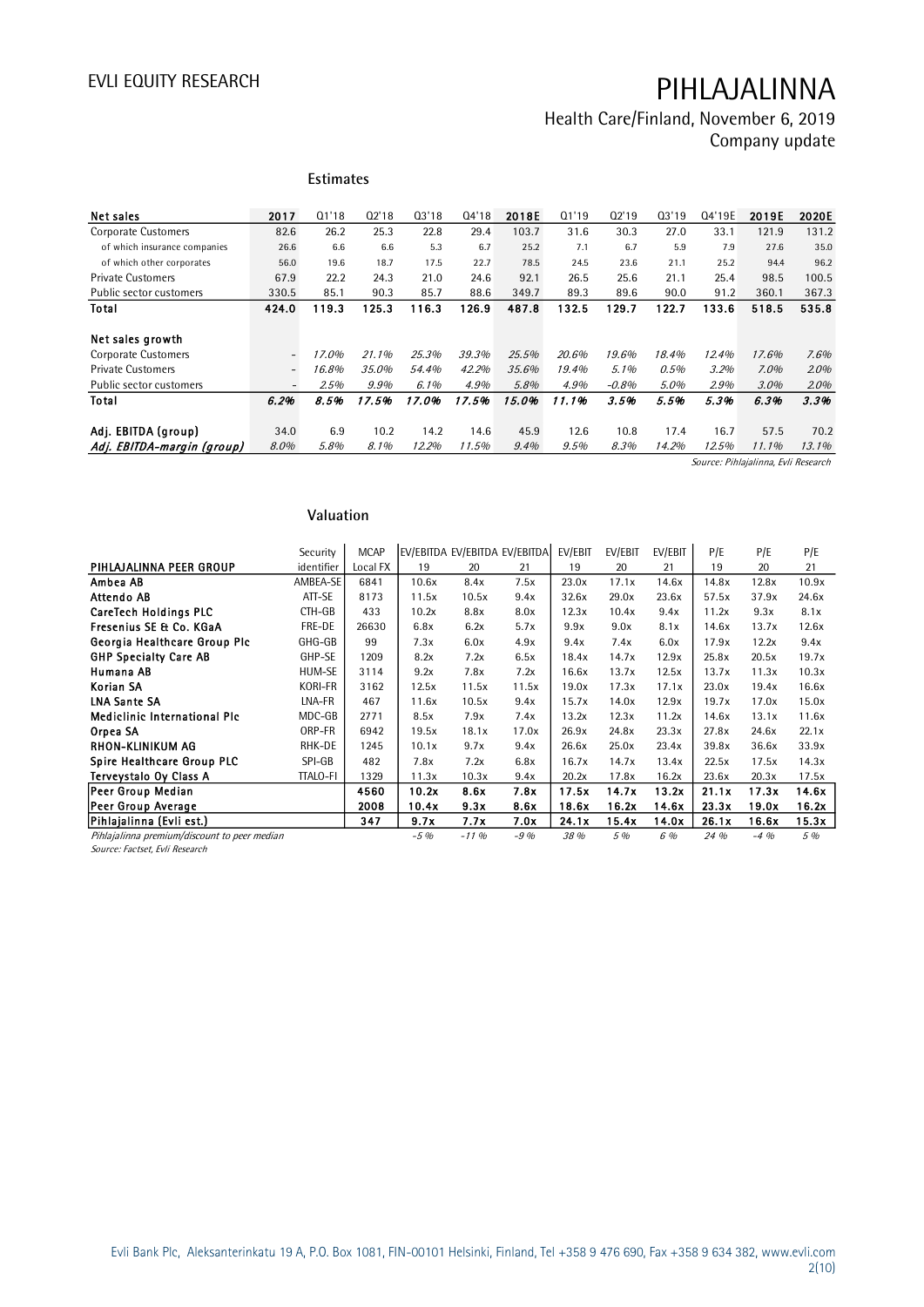## Estimates

| Net sales | 2017 | Q1'18 | Q2'18 | Q3'18 | Q4'18 | 2018E | Q1'19 | Q2'19 | Q3'19 | Q4'19E | 2019E | 2020E |
|---|---|---|---|---|---|---|---|---|---|---|---|---|
| Corporate Customers | 82.6 | 26.2 | 25.3 | 22.8 | 29.4 | 103.7 | 31.6 | 30.3 | 27.0 | 33.1 | 121.9 | 131.2 |
| of which insurance companies | 26.6 | 6.6 | 6.6 | 5.3 | 6.7 | 25.2 | 7.1 | 6.7 | 5.9 | 7.9 | 27.6 | 35.0 |
| of which other corporates | 56.0 | 19.6 | 18.7 | 17.5 | 22.7 | 78.5 | 24.5 | 23.6 | 21.1 | 25.2 | 94.4 | 96.2 |
| Private Customers | 67.9 | 22.2 | 24.3 | 21.0 | 24.6 | 92.1 | 26.5 | 25.6 | 21.1 | 25.4 | 98.5 | 100.5 |
| Public sector customers | 330.5 | 85.1 | 90.3 | 85.7 | 88.6 | 349.7 | 89.3 | 89.6 | 90.0 | 91.2 | 360.1 | 367.3 |
| **Total** | **424.0** | **119.3** | **125.3** | **116.3** | **126.9** | **487.8** | **132.5** | **129.7** | **122.7** | **133.6** | **518.5** | **535.8** |
| | | | | | | | | | | | | |
| **Net sales growth** | | | | | | | | | | | | |
| Corporate Customers | - | *17.0%* | *21.1%* | *25.3%* | *39.3%* | *25.5%* | *20.6%* | *19.6%* | *18.4%* | *12.4%* | *17.6%* | *7.6%* |
| Private Customers | - | *16.8%* | *35.0%* | *54.4%* | *42.2%* | *35.6%* | *19.4%* | *5.1%* | *0.5%* | *3.2%* | *7.0%* | *2.0%* |
| Public sector customers | - | *2.5%* | *9.9%* | *6.1%* | *4.9%* | *5.8%* | *4.9%* | *-0.8%* | *5.0%* | *2.9%* | *3.0%* | *2.0%* |
| **Total** | ***6.2%*** | ***8.5%*** | ***17.5%*** | ***17.0%*** | ***17.5%*** | ***15.0%*** | ***11.1%*** | ***3.5%*** | ***5.5%*** | ***5.3%*** | ***6.3%*** | ***3.3%*** |
| | | | | | | | | | | | | |
| **Adj. EBITDA (group)** | 34.0 | 6.9 | 10.2 | 14.2 | 14.6 | 45.9 | 12.6 | 10.8 | 17.4 | 16.7 | 57.5 | 70.2 |
| ***Adj. EBITDA-margin (group)*** | *8.0%* | *5.8%* | *8.1%* | *12.2%* | *11.5%* | *9.4%* | *9.5%* | *8.3%* | *14.2%* | *12.5%* | *11.1%* | *13.1%* |

*Source: Pihlajalinna, Evli Research*

## Valuation

| PIHLAJALINNA PEER GROUP | Security identifier | MCAP Local FX | EV/EBITDA 19 | EV/EBITDA 20 | EV/EBITDA 21 | EV/EBIT 19 | EV/EBIT 20 | EV/EBIT 21 | P/E 19 | P/E 20 | P/E 21 |
|---|---|---|---|---|---|---|---|---|---|---|---|
| **Ambea AB** | AMBEA-SE | 6841 | 10.6x | 8.4x | 7.5x | 23.0x | 17.1x | 14.6x | 14.8x | 12.8x | 10.9x |
| **Attendo AB** | ATT-SE | 8173 | 11.5x | 10.5x | 9.4x | 32.6x | 29.0x | 23.6x | 57.5x | 37.9x | 24.6x |
| **CareTech Holdings PLC** | CTH-GB | 433 | 10.2x | 8.8x | 8.0x | 12.3x | 10.4x | 9.4x | 11.2x | 9.3x | 8.1x |
| **Fresenius SE & Co. KGaA** | FRE-DE | 26630 | 6.8x | 6.2x | 5.7x | 9.9x | 9.0x | 8.1x | 14.6x | 13.7x | 12.6x |
| **Georgia Healthcare Group Plc** | GHG-GB | 99 | 7.3x | 6.0x | 4.9x | 9.4x | 7.4x | 6.0x | 17.9x | 12.2x | 9.4x |
| **GHP Specialty Care AB** | GHP-SE | 1209 | 8.2x | 7.2x | 6.5x | 18.4x | 14.7x | 12.9x | 25.8x | 20.5x | 19.7x |
| **Humana AB** | HUM-SE | 3114 | 9.2x | 7.8x | 7.2x | 16.6x | 13.7x | 12.5x | 13.7x | 11.3x | 10.3x |
| **Korian SA** | KORI-FR | 3162 | 12.5x | 11.5x | 11.5x | 19.0x | 17.3x | 17.1x | 23.0x | 19.4x | 16.6x |
| **LNA Sante SA** | LNA-FR | 467 | 11.6x | 10.5x | 9.4x | 15.7x | 14.0x | 12.9x | 19.7x | 17.0x | 15.0x |
| **Mediclinic International Plc** | MDC-GB | 2771 | 8.5x | 7.9x | 7.4x | 13.2x | 12.3x | 11.2x | 14.6x | 13.1x | 11.6x |
| **Orpea SA** | ORP-FR | 6942 | 19.5x | 18.1x | 17.0x | 26.9x | 24.8x | 23.3x | 27.8x | 24.6x | 22.1x |
| **RHON-KLINIKUM AG** | RHK-DE | 1245 | 10.1x | 9.7x | 9.4x | 26.6x | 25.0x | 23.4x | 39.8x | 36.6x | 33.9x |
| **Spire Healthcare Group PLC** | SPI-GB | 482 | 7.8x | 7.2x | 6.8x | 16.7x | 14.7x | 13.4x | 22.5x | 17.5x | 14.3x |
| **Terveystalo Oy Class A** | TTALO-FI | 1329 | 11.3x | 10.3x | 9.4x | 20.2x | 17.8x | 16.2x | 23.6x | 20.3x | 17.5x |
| **Peer Group Median** | | **4560** | **10.2x** | **8.6x** | **7.8x** | **17.5x** | **14.7x** | **13.2x** | **21.1x** | **17.3x** | **14.6x** |
| **Peer Group Average** | | **2008** | **10.4x** | **9.3x** | **8.6x** | **18.6x** | **16.2x** | **14.6x** | **23.3x** | **19.0x** | **16.2x** |
| **Pihlajalinna (Evli est.)** | | **347** | **9.7x** | **7.7x** | **7.0x** | **24.1x** | **15.4x** | **14.0x** | **26.1x** | **16.6x** | **15.3x** |
| *Pihlajalinna premium/discount to peer median* | | | *-5 %* | *-11 %* | *-9 %* | *38 %* | *5 %* | *6 %* | *24 %* | *-4 %* | *5 %* |

*Source: Factset, Evli Research*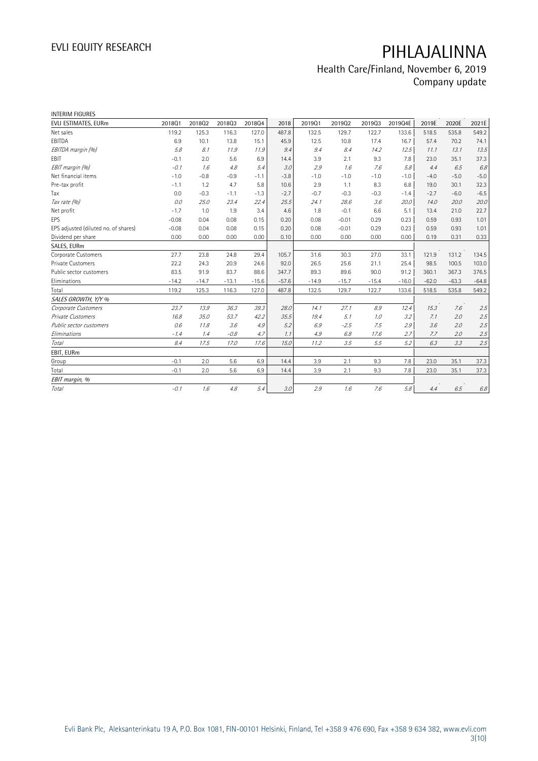# PIHLAJALINNA

Health Care/Finland, November 6, 2019
Company update

INTERIM FIGURES

| EVLI ESTIMATES, EURm | 2018Q1 | 2018Q2 | 2018Q3 | 2018Q4 | 2018 | 2019Q1 | 2019Q2 | 2019Q3 | 2019Q4E | 2019E | 2020E | 2021E |
|---|---|---|---|---|---|---|---|---|---|---|---|---|
| Net sales | 119.2 | 125.3 | 116.3 | 127.0 | 487.8 | 132.5 | 129.7 | 122.7 | 133.6 | 518.5 | 535.8 | 549.2 |
| EBITDA | 6.9 | 10.1 | 13.8 | 15.1 | 45.9 | 12.5 | 10.8 | 17.4 | 16.7 | 57.4 | 70.2 | 74.1 |
| *EBITDA margin (%)* | *5.8* | *8.1* | *11.9* | *11.9* | *9.4* | *9.4* | *8.4* | *14.2* | *12.5* | *11.1* | *13.1* | *13.5* |
| EBIT | -0.1 | 2.0 | 5.6 | 6.9 | 14.4 | 3.9 | 2.1 | 9.3 | 7.8 | 23.0 | 35.1 | 37.3 |
| *EBIT margin (%)* | *-0.1* | *1.6* | *4.8* | *5.4* | *3.0* | *2.9* | *1.6* | *7.6* | *5.8* | *4.4* | *6.5* | *6.8* |
| Net financial items | -1.0 | -0.8 | -0.9 | -1.1 | -3.8 | -1.0 | -1.0 | -1.0 | -1.0 | -4.0 | -5.0 | -5.0 |
| Pre-tax profit | -1.1 | 1.2 | 4.7 | 5.8 | 10.6 | 2.9 | 1.1 | 8.3 | 6.8 | 19.0 | 30.1 | 32.3 |
| Tax | 0.0 | -0.3 | -1.1 | -1.3 | -2.7 | -0.7 | -0.3 | -0.3 | -1.4 | -2.7 | -6.0 | -6.5 |
| *Tax rate (%)* | *0.0* | *25.0* | *23.4* | *22.4* | *25.5* | *24.1* | *28.6* | *3.6* | *20.0* | *14.0* | *20.0* | *20.0* |
| Net profit | -1.7 | 1.0 | 1.9 | 3.4 | 4.6 | 1.8 | -0.1 | 6.6 | 5.1 | 13.4 | 21.0 | 22.7 |
| EPS | -0.08 | 0.04 | 0.08 | 0.15 | 0.20 | 0.08 | -0.01 | 0.29 | 0.23 | 0.59 | 0.93 | 1.01 |
| EPS adjusted (diluted no. of shares) | -0.08 | 0.04 | 0.08 | 0.15 | 0.20 | 0.08 | -0.01 | 0.29 | 0.23 | 0.59 | 0.93 | 1.01 |
| Dividend per share | 0.00 | 0.00 | 0.00 | 0.00 | 0.10 | 0.00 | 0.00 | 0.00 | 0.00 | 0.19 | 0.31 | 0.33 |
| SALES, EURm | | | | | | | | | | | | |
| Corporate Customers | 27.7 | 23.8 | 24.8 | 29.4 | 105.7 | 31.6 | 30.3 | 27.0 | 33.1 | 121.9 | 131.2 | 134.5 |
| Private Customers | 22.2 | 24.3 | 20.9 | 24.6 | 92.0 | 26.5 | 25.6 | 21.1 | 25.4 | 98.5 | 100.5 | 103.0 |
| Public sector customers | 83.5 | 91.9 | 83.7 | 88.6 | 347.7 | 89.3 | 89.6 | 90.0 | 91.2 | 360.1 | 367.3 | 376.5 |
| Eliminations | -14.2 | -14.7 | -13.1 | -15.6 | -57.6 | -14.9 | -15.7 | -15.4 | -16.0 | -62.0 | -63.3 | -64.8 |
| Total | 119.2 | 125.3 | 116.3 | 127.0 | 487.8 | 132.5 | 129.7 | 122.7 | 133.6 | 518.5 | 535.8 | 549.2 |
| *SALES GROWTH, Y/Y %* | | | | | | | | | | | | |
| *Corporate Customers* | *23.7* | *13.9* | *36.3* | *39.3* | *28.0* | *14.1* | *27.1* | *8.9* | *12.4* | *15.3* | *7.6* | *2.5* |
| *Private Customers* | *16.8* | *35.0* | *53.7* | *42.2* | *35.5* | *19.4* | *5.1* | *1.0* | *3.2* | *7.1* | *2.0* | *2.5* |
| *Public sector customers* | *0.6* | *11.8* | *3.6* | *4.9* | *5.2* | *6.9* | *-2.5* | *7.5* | *2.9* | *3.6* | *2.0* | *2.5* |
| *Eliminations* | *-1.4* | *1.4* | *-0.8* | *4.7* | *1.1* | *4.9* | *6.8* | *17.6* | *2.7* | *7.7* | *2.0* | *2.5* |
| *Total* | *8.4* | *17.5* | *17.0* | *17.6* | *15.0* | *11.2* | *3.5* | *5.5* | *5.2* | *6.3* | *3.3* | *2.5* |
| EBIT, EURm | | | | | | | | | | | | |
| Group | -0.1 | 2.0 | 5.6 | 6.9 | 14.4 | 3.9 | 2.1 | 9.3 | 7.8 | 23.0 | 35.1 | 37.3 |
| Total | -0.1 | 2.0 | 5.6 | 6.9 | 14.4 | 3.9 | 2.1 | 9.3 | 7.8 | 23.0 | 35.1 | 37.3 |
| *EBIT margin, %* | | | | | | | | | | | | |
| *Total* | *-0.1* | *1.6* | *4.8* | *5.4* | *3.0* | *2.9* | *1.6* | *7.6* | *5.8* | *4.4* | *6.5* | *6.8* |

Evli Bank Plc, Aleksanterinkatu 19 A, P.O. Box 1081, FIN-00101 Helsinki, Finland, Tel +358 9 476 690, Fax +358 9 634 382, www.evli.com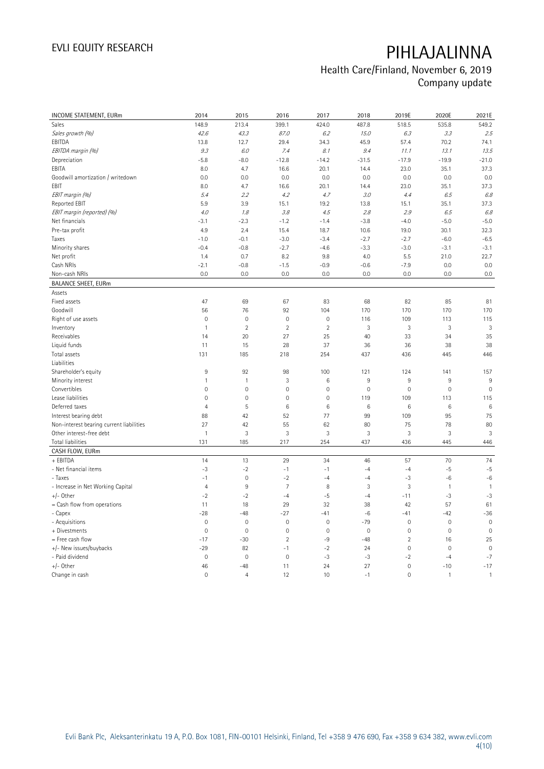# PIHLAJALINNA

Health Care/Finland, November 6, 2019
Company update

| INCOME STATEMENT, EURm | 2014 | 2015 | 2016 | 2017 | 2018 | 2019E | 2020E | 2021E |
|---|---|---|---|---|---|---|---|---|
| Sales | 148.9 | 213.4 | 399.1 | 424.0 | 487.8 | 518.5 | 535.8 | 549.2 |
| *Sales growth (%)* | *42.6* | *43.3* | *87.0* | *6.2* | *15.0* | *6.3* | *3.3* | *2.5* |
| EBITDA | 13.8 | 12.7 | 29.4 | 34.3 | 45.9 | 57.4 | 70.2 | 74.1 |
| *EBITDA margin (%)* | *9.3* | *6.0* | *7.4* | *8.1* | *9.4* | *11.1* | *13.1* | *13.5* |
| Depreciation | -5.8 | -8.0 | -12.8 | -14.2 | -31.5 | -17.9 | -19.9 | -21.0 |
| EBITA | 8.0 | 4.7 | 16.6 | 20.1 | 14.4 | 23.0 | 35.1 | 37.3 |
| Goodwill amortization / writedown | 0.0 | 0.0 | 0.0 | 0.0 | 0.0 | 0.0 | 0.0 | 0.0 |
| EBIT | 8.0 | 4.7 | 16.6 | 20.1 | 14.4 | 23.0 | 35.1 | 37.3 |
| *EBIT margin (%)* | *5.4* | *2.2* | *4.2* | *4.7* | *3.0* | *4.4* | *6.5* | *6.8* |
| Reported EBIT | 5.9 | 3.9 | 15.1 | 19.2 | 13.8 | 15.1 | 35.1 | 37.3 |
| *EBIT margin (reported) (%)* | *4.0* | *1.8* | *3.8* | *4.5* | *2.8* | *2.9* | *6.5* | *6.8* |
| Net financials | -3.1 | -2.3 | -1.2 | -1.4 | -3.8 | -4.0 | -5.0 | -5.0 |
| Pre-tax profit | 4.9 | 2.4 | 15.4 | 18.7 | 10.6 | 19.0 | 30.1 | 32.3 |
| Taxes | -1.0 | -0.1 | -3.0 | -3.4 | -2.7 | -2.7 | -6.0 | -6.5 |
| Minority shares | -0.4 | -0.8 | -2.7 | -4.6 | -3.3 | -3.0 | -3.1 | -3.1 |
| Net profit | 1.4 | 0.7 | 8.2 | 9.8 | 4.0 | 5.5 | 21.0 | 22.7 |
| Cash NRIs | -2.1 | -0.8 | -1.5 | -0.9 | -0.6 | -7.9 | 0.0 | 0.0 |
| Non-cash NRIs | 0.0 | 0.0 | 0.0 | 0.0 | 0.0 | 0.0 | 0.0 | 0.0 |
| **BALANCE SHEET, EURm** | | | | | | | | |
| Assets | | | | | | | | |
| Fixed assets | 47 | 69 | 67 | 83 | 68 | 82 | 85 | 81 |
| Goodwill | 56 | 76 | 92 | 104 | 170 | 170 | 170 | 170 |
| Right of use assets | 0 | 0 | 0 | 0 | 116 | 109 | 113 | 115 |
| Inventory | 1 | 2 | 2 | 2 | 3 | 3 | 3 | 3 |
| Receivables | 14 | 20 | 27 | 25 | 40 | 33 | 34 | 35 |
| Liquid funds | 11 | 15 | 28 | 37 | 36 | 36 | 38 | 38 |
| Total assets | 131 | 185 | 218 | 254 | 437 | 436 | 445 | 446 |
| Liabilities | | | | | | | | |
| Shareholder's equity | 9 | 92 | 98 | 100 | 121 | 124 | 141 | 157 |
| Minority interest | 1 | 1 | 3 | 6 | 9 | 9 | 9 | 9 |
| Convertibles | 0 | 0 | 0 | 0 | 0 | 0 | 0 | 0 |
| Lease liabilities | 0 | 0 | 0 | 0 | 119 | 109 | 113 | 115 |
| Deferred taxes | 4 | 5 | 6 | 6 | 6 | 6 | 6 | 6 |
| Interest bearing debt | 88 | 42 | 52 | 77 | 99 | 109 | 95 | 75 |
| Non-interest bearing current liabilities | 27 | 42 | 55 | 62 | 80 | 75 | 78 | 80 |
| Other interest-free debt | 1 | 3 | 3 | 3 | 3 | 3 | 3 | 3 |
| Total liabilities | 131 | 185 | 217 | 254 | 437 | 436 | 445 | 446 |
| **CASH FLOW, EURm** | | | | | | | | |
| + EBITDA | 14 | 13 | 29 | 34 | 46 | 57 | 70 | 74 |
| - Net financial items | -3 | -2 | -1 | -1 | -4 | -4 | -5 | -5 |
| - Taxes | -1 | 0 | -2 | -4 | -4 | -3 | -6 | -6 |
| - Increase in Net Working Capital | 4 | 9 | 7 | 8 | 3 | 3 | 1 | 1 |
| +/- Other | -2 | -2 | -4 | -5 | -4 | -11 | -3 | -3 |
| = Cash flow from operations | 11 | 18 | 29 | 32 | 38 | 42 | 57 | 61 |
| - Capex | -28 | -48 | -27 | -41 | -6 | -41 | -42 | -36 |
| - Acquisitions | 0 | 0 | 0 | 0 | -79 | 0 | 0 | 0 |
| + Divestments | 0 | 0 | 0 | 0 | 0 | 0 | 0 | 0 |
| = Free cash flow | -17 | -30 | 2 | -9 | -48 | 2 | 16 | 25 |
| +/- New issues/buybacks | -29 | 82 | -1 | -2 | 24 | 0 | 0 | 0 |
| - Paid dividend | 0 | 0 | 0 | -3 | -3 | -2 | -4 | -7 |
| +/- Other | 46 | -48 | 11 | 24 | 27 | 0 | -10 | -17 |
| Change in cash | 0 | 4 | 12 | 10 | -1 | 0 | 1 | 1 |

Evli Bank Plc, Aleksanterinkatu 19 A, P.O. Box 1081, FIN-00101 Helsinki, Finland, Tel +358 9 476 690, Fax +358 9 634 382, www.evli.com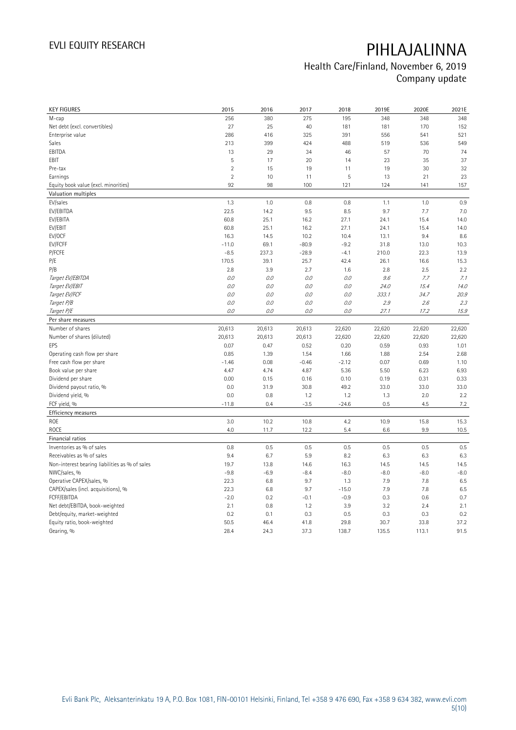# PIHLAJALINNA

Health Care/Finland, November 6, 2019
Company update

| KEY FIGURES | 2015 | 2016 | 2017 | 2018 | 2019E | 2020E | 2021E |
|---|---|---|---|---|---|---|---|
| M-cap | 256 | 380 | 275 | 195 | 348 | 348 | 348 |
| Net debt (excl. convertibles) | 27 | 25 | 40 | 181 | 181 | 170 | 152 |
| Enterprise value | 286 | 416 | 325 | 391 | 556 | 541 | 521 |
| Sales | 213 | 399 | 424 | 488 | 519 | 536 | 549 |
| EBITDA | 13 | 29 | 34 | 46 | 57 | 70 | 74 |
| EBIT | 5 | 17 | 20 | 14 | 23 | 35 | 37 |
| Pre-tax | 2 | 15 | 19 | 11 | 19 | 30 | 32 |
| Earnings | 2 | 10 | 11 | 5 | 13 | 21 | 23 |
| Equity book value (excl. minorities) | 92 | 98 | 100 | 121 | 124 | 141 | 157 |
| **Valuation multiples** | | | | | | | |
| EV/sales | 1.3 | 1.0 | 0.8 | 0.8 | 1.1 | 1.0 | 0.9 |
| EV/EBITDA | 22.5 | 14.2 | 9.5 | 8.5 | 9.7 | 7.7 | 7.0 |
| EV/EBITA | 60.8 | 25.1 | 16.2 | 27.1 | 24.1 | 15.4 | 14.0 |
| EV/EBIT | 60.8 | 25.1 | 16.2 | 27.1 | 24.1 | 15.4 | 14.0 |
| EV/OCF | 16.3 | 14.5 | 10.2 | 10.4 | 13.1 | 9.4 | 8.6 |
| EV/FCFF | -11.0 | 69.1 | -80.9 | -9.2 | 31.8 | 13.0 | 10.3 |
| P/FCFE | -8.5 | 237.3 | -28.9 | -4.1 | 210.0 | 22.3 | 13.9 |
| P/E | 170.5 | 39.1 | 25.7 | 42.4 | 26.1 | 16.6 | 15.3 |
| P/B | 2.8 | 3.9 | 2.7 | 1.6 | 2.8 | 2.5 | 2.2 |
| *Target EV/EBITDA* | *0.0* | *0.0* | *0.0* | *0.0* | *9.6* | *7.7* | *7.1* |
| *Target EV/EBIT* | *0.0* | *0.0* | *0.0* | *0.0* | *24.0* | *15.4* | *14.0* |
| *Target EV/FCF* | *0.0* | *0.0* | *0.0* | *0.0* | *333.1* | *34.7* | *20.9* |
| *Target P/B* | *0.0* | *0.0* | *0.0* | *0.0* | *2.9* | *2.6* | *2.3* |
| *Target P/E* | *0.0* | *0.0* | *0.0* | *0.0* | *27.1* | *17.2* | *15.9* |
| **Per share measures** | | | | | | | |
| Number of shares | 20,613 | 20,613 | 20,613 | 22,620 | 22,620 | 22,620 | 22,620 |
| Number of shares (diluted) | 20,613 | 20,613 | 20,613 | 22,620 | 22,620 | 22,620 | 22,620 |
| EPS | 0.07 | 0.47 | 0.52 | 0.20 | 0.59 | 0.93 | 1.01 |
| Operating cash flow per share | 0.85 | 1.39 | 1.54 | 1.66 | 1.88 | 2.54 | 2.68 |
| Free cash flow per share | -1.46 | 0.08 | -0.46 | -2.12 | 0.07 | 0.69 | 1.10 |
| Book value per share | 4.47 | 4.74 | 4.87 | 5.36 | 5.50 | 6.23 | 6.93 |
| Dividend per share | 0.00 | 0.15 | 0.16 | 0.10 | 0.19 | 0.31 | 0.33 |
| Dividend payout ratio, % | 0.0 | 31.9 | 30.8 | 49.2 | 33.0 | 33.0 | 33.0 |
| Dividend yield, % | 0.0 | 0.8 | 1.2 | 1.2 | 1.3 | 2.0 | 2.2 |
| FCF yield, % | -11.8 | 0.4 | -3.5 | -24.6 | 0.5 | 4.5 | 7.2 |
| **Efficiency measures** | | | | | | | |
| ROE | 3.0 | 10.2 | 10.8 | 4.2 | 10.9 | 15.8 | 15.3 |
| ROCE | 4.0 | 11.7 | 12.2 | 5.4 | 6.6 | 9.9 | 10.5 |
| **Financial ratios** | | | | | | | |
| Inventories as % of sales | 0.8 | 0.5 | 0.5 | 0.5 | 0.5 | 0.5 | 0.5 |
| Receivables as % of sales | 9.4 | 6.7 | 5.9 | 8.2 | 6.3 | 6.3 | 6.3 |
| Non-interest bearing liabilities as % of sales | 19.7 | 13.8 | 14.6 | 16.3 | 14.5 | 14.5 | 14.5 |
| NWC/sales, % | -9.8 | -6.9 | -8.4 | -8.0 | -8.0 | -8.0 | -8.0 |
| Operative CAPEX/sales, % | 22.3 | 6.8 | 9.7 | 1.3 | 7.9 | 7.8 | 6.5 |
| CAPEX/sales (incl. acquisitions), % | 22.3 | 6.8 | 9.7 | -15.0 | 7.9 | 7.8 | 6.5 |
| FCFF/EBITDA | -2.0 | 0.2 | -0.1 | -0.9 | 0.3 | 0.6 | 0.7 |
| Net debt/EBITDA, book-weighted | 2.1 | 0.8 | 1.2 | 3.9 | 3.2 | 2.4 | 2.1 |
| Debt/equity, market-weighted | 0.2 | 0.1 | 0.3 | 0.5 | 0.3 | 0.3 | 0.2 |
| Equity ratio, book-weighted | 50.5 | 46.4 | 41.8 | 29.8 | 30.7 | 33.8 | 37.2 |
| Gearing, % | 28.4 | 24.3 | 37.3 | 138.7 | 135.5 | 113.1 | 91.5 |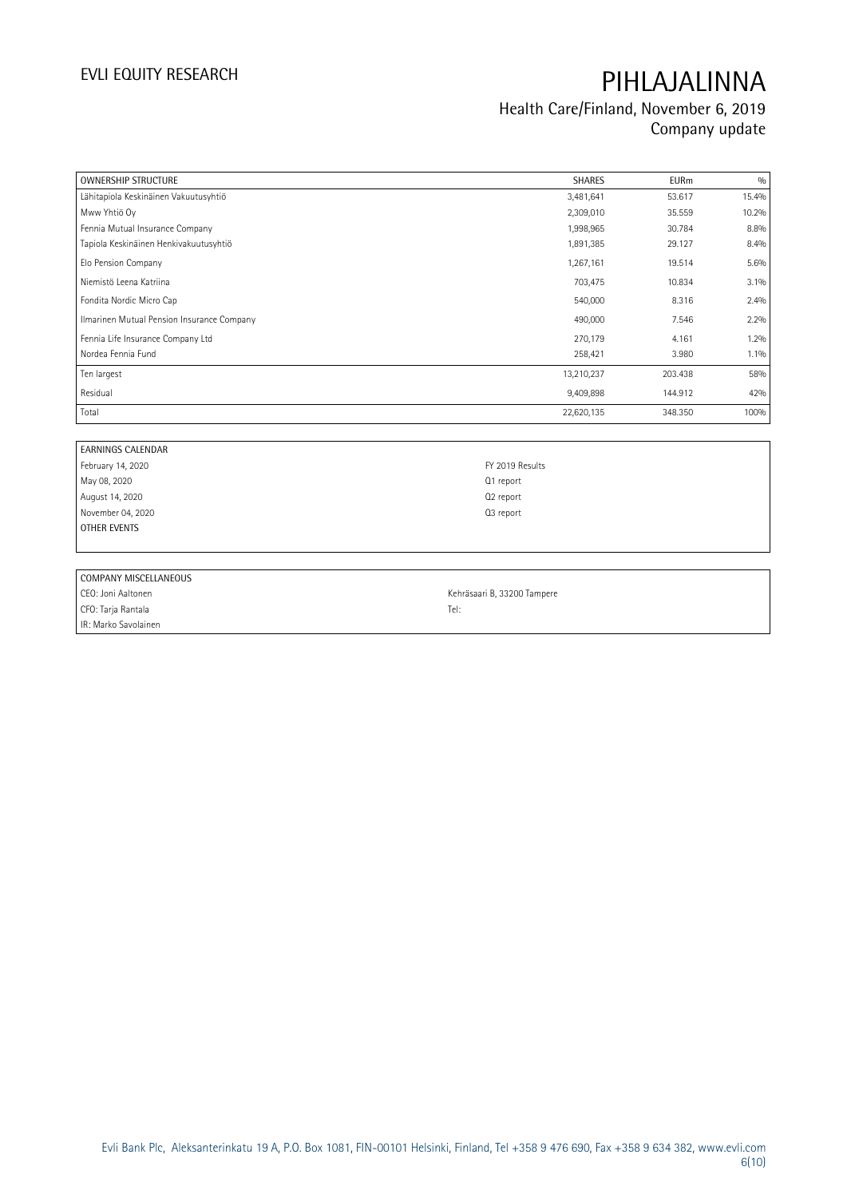| OWNERSHIP STRUCTURE | SHARES | EURm | % |
|---|---|---|---|
| Lähitapiola Keskinäinen Vakuutusyhtiö | 3,481,641 | 53.617 | 15.4% |
| Mww Yhtiö Oy | 2,309,010 | 35.559 | 10.2% |
| Fennia Mutual Insurance Company | 1,998,965 | 30.784 | 8.8% |
| Tapiola Keskinäinen Henkivakuutusyhtiö | 1,891,385 | 29.127 | 8.4% |
| Elo Pension Company | 1,267,161 | 19.514 | 5.6% |
| Niemistö Leena Katriina | 703,475 | 10.834 | 3.1% |
| Fondita Nordic Micro Cap | 540,000 | 8.316 | 2.4% |
| Ilmarinen Mutual Pension Insurance Company | 490,000 | 7.546 | 2.2% |
| Fennia Life Insurance Company Ltd | 270,179 | 4.161 | 1.2% |
| Nordea Fennia Fund | 258,421 | 3.980 | 1.1% |
| Ten largest | 13,210,237 | 203.438 | 58% |
| Residual | 9,409,898 | 144.912 | 42% |
| Total | 22,620,135 | 348.350 | 100% |

| EARNINGS CALENDAR | |
|---|---|
| February 14, 2020 | FY 2019 Results |
| May 08, 2020 | Q1 report |
| August 14, 2020 | Q2 report |
| November 04, 2020 | Q3 report |
| OTHER EVENTS | |

| COMPANY MISCELLANEOUS | |
|---|---|
| CEO: Joni Aaltonen | Kehräsaari B, 33200 Tampere |
| CFO: Tarja Rantala | Tel: |
| IR: Marko Savolainen | |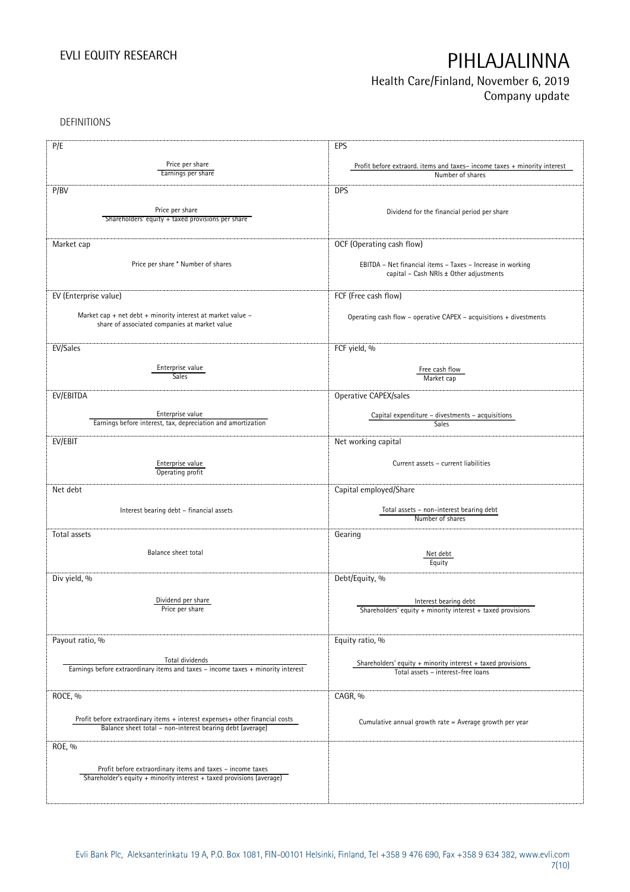DEFINITIONS

| P/E | EPS |
|---|---|
| $\frac{\text{Price per share}}{\text{Earnings per share}}$ | $\frac{\text{Profit before extraord. items and taxes – income taxes + minority interest}}{\text{Number of shares}}$ |
| **P/BV** | **DPS** |
| $\frac{\text{Price per share}}{\text{Shareholders' equity + taxed provisions per share}}$ | Dividend for the financial period per share |
| **Market cap** | **OCF (Operating cash flow)** |
| Price per share * Number of shares | EBITDA – Net financial items – Taxes – Increase in working capital – Cash NRIs ± Other adjustments |
| **EV (Enterprise value)** | **FCF (Free cash flow)** |
| Market cap + net debt + minority interest at market value – share of associated companies at market value | Operating cash flow – operative CAPEX – acquisitions + divestments |
| **EV/Sales** | **FCF yield, %** |
| $\frac{\text{Enterprise value}}{\text{Sales}}$ | $\frac{\text{Free cash flow}}{\text{Market cap}}$ |
| **EV/EBITDA** | **Operative CAPEX/sales** |
| $\frac{\text{Enterprise value}}{\text{Earnings before interest, tax, depreciation and amortization}}$ | $\frac{\text{Capital expenditure – divestments – acquisitions}}{\text{Sales}}$ |
| **EV/EBIT** | **Net working capital** |
| $\frac{\text{Enterprise value}}{\text{Operating profit}}$ | Current assets – current liabilities |
| **Net debt** | **Capital employed/Share** |
| Interest bearing debt – financial assets | $\frac{\text{Total assets – non-interest bearing debt}}{\text{Number of shares}}$ |
| **Total assets** | **Gearing** |
| Balance sheet total | $\frac{\text{Net debt}}{\text{Equity}}$ |
| **Div yield, %** | **Debt/Equity, %** |
| $\frac{\text{Dividend per share}}{\text{Price per share}}$ | $\frac{\text{Interest bearing debt}}{\text{Shareholders' equity + minority interest + taxed provisions}}$ |
| **Payout ratio, %** | **Equity ratio, %** |
| $\frac{\text{Total dividends}}{\text{Earnings before extraordinary items and taxes – income taxes + minority interest}}$ | $\frac{\text{Shareholders' equity + minority interest + taxed provisions}}{\text{Total assets – interest-free loans}}$ |
| **ROCE, %** | **CAGR, %** |
| $\frac{\text{Profit before extraordinary items + interest expenses+ other financial costs}}{\text{Balance sheet total – non-interest bearing debt (average)}}$ | Cumulative annual growth rate = Average growth per year |
| **ROE, %** | |
| $\frac{\text{Profit before extraordinary items and taxes – income taxes}}{\text{Shareholder's equity + minority interest + taxed provisions (average)}}$ | |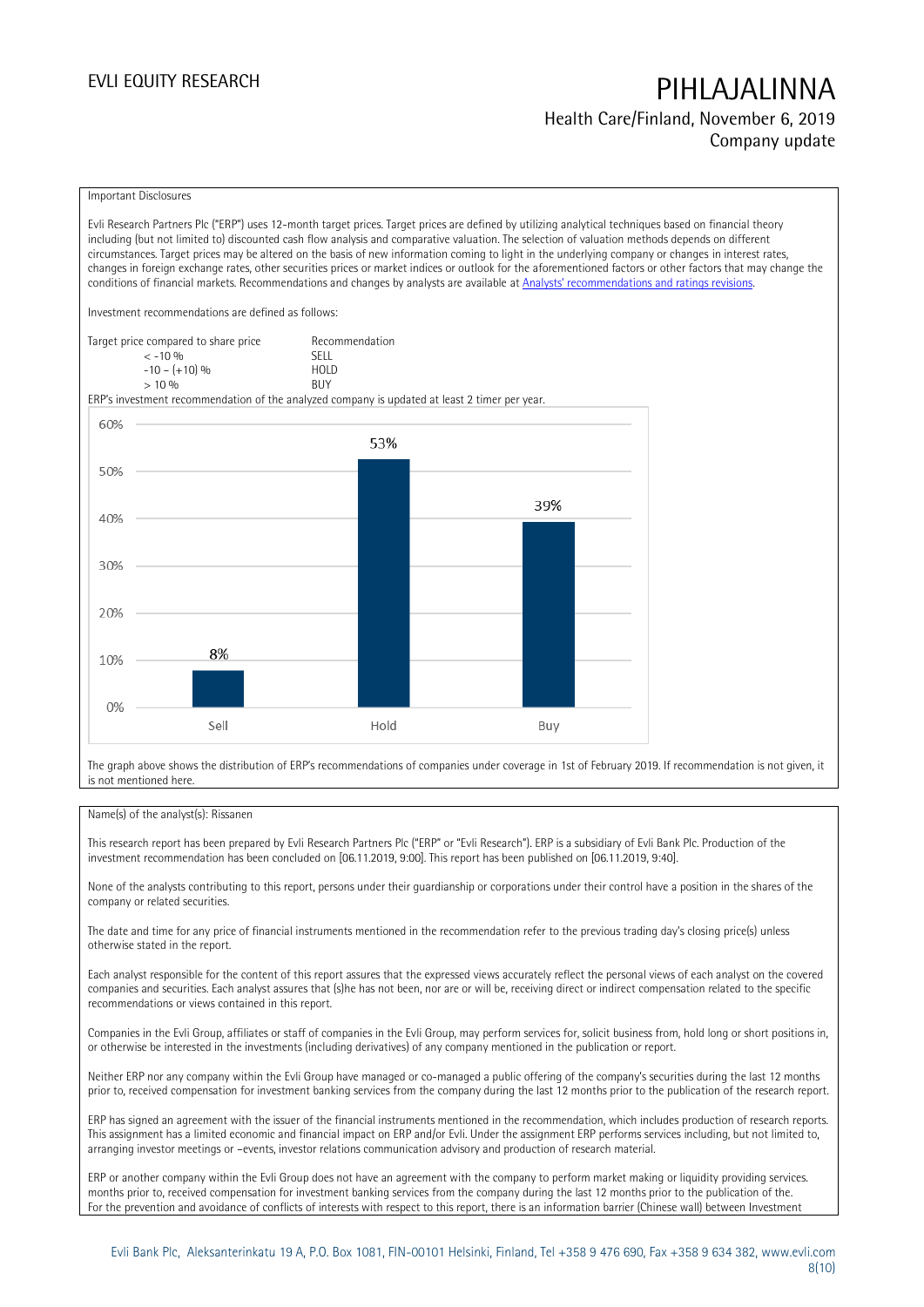Important Disclosures

Evli Research Partners Plc ("ERP") uses 12-month target prices. Target prices are defined by utilizing analytical techniques based on financial theory including (but not limited to) discounted cash flow analysis and comparative valuation. The selection of valuation methods depends on different circumstances. Target prices may be altered on the basis of new information coming to light in the underlying company or changes in interest rates, changes in foreign exchange rates, other securities prices or market indices or outlook for the aforementioned factors or other factors that may change the conditions of financial markets. Recommendations and changes by analysts are available at [Analysts' recommendations and ratings revisions](Analysts' recommendations and ratings revisions).

Investment recommendations are defined as follows:

| Target price compared to share price | Recommendation |
| --- | --- |
| < -10 % | SELL |
| -10 – (+10) % | HOLD |
| > 10 % | BUY |

ERP's investment recommendation of the analyzed company is updated at least 2 timer per year.

| | Sell | Hold | Buy |
| --- | --- | --- | --- |
| Share | 8% | 53% | 39% |

The graph above shows the distribution of ERP's recommendations of companies under coverage in 1st of February 2019. If recommendation is not given, it is not mentioned here.

Name(s) of the analyst(s): Rissanen

This research report has been prepared by Evli Research Partners Plc ("ERP" or "Evli Research"). ERP is a subsidiary of Evli Bank Plc. Production of the investment recommendation has been concluded on [06.11.2019, 9:00]. This report has been published on [06.11.2019, 9:40].

None of the analysts contributing to this report, persons under their guardianship or corporations under their control have a position in the shares of the company or related securities.

The date and time for any price of financial instruments mentioned in the recommendation refer to the previous trading day's closing price(s) unless otherwise stated in the report.

Each analyst responsible for the content of this report assures that the expressed views accurately reflect the personal views of each analyst on the covered companies and securities. Each analyst assures that (s)he has not been, nor are or will be, receiving direct or indirect compensation related to the specific recommendations or views contained in this report.

Companies in the Evli Group, affiliates or staff of companies in the Evli Group, may perform services for, solicit business from, hold long or short positions in, or otherwise be interested in the investments (including derivatives) of any company mentioned in the publication or report.

Neither ERP nor any company within the Evli Group have managed or co-managed a public offering of the company's securities during the last 12 months prior to, received compensation for investment banking services from the company during the last 12 months prior to the publication of the research report.

ERP has signed an agreement with the issuer of the financial instruments mentioned in the recommendation, which includes production of research reports. This assignment has a limited economic and financial impact on ERP and/or Evli. Under the assignment ERP performs services including, but not limited to, arranging investor meetings or –events, investor relations communication advisory and production of research material.

ERP or another company within the Evli Group does not have an agreement with the company to perform market making or liquidity providing services. months prior to, received compensation for investment banking services from the company during the last 12 months prior to the publication of the. For the prevention and avoidance of conflicts of interests with respect to this report, there is an information barrier (Chinese wall) between Investment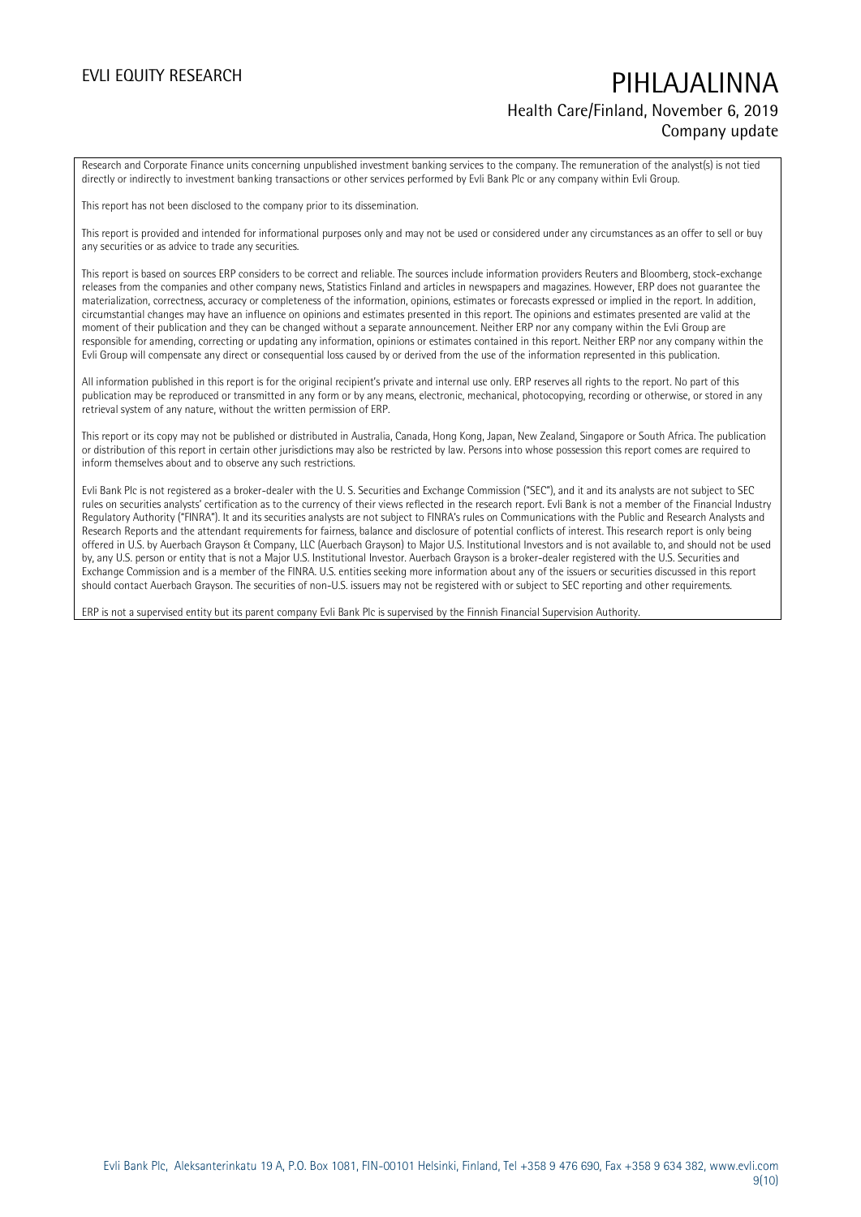Research and Corporate Finance units concerning unpublished investment banking services to the company. The remuneration of the analyst(s) is not tied directly or indirectly to investment banking transactions or other services performed by Evli Bank Plc or any company within Evli Group.

This report has not been disclosed to the company prior to its dissemination.

This report is provided and intended for informational purposes only and may not be used or considered under any circumstances as an offer to sell or buy any securities or as advice to trade any securities.

This report is based on sources ERP considers to be correct and reliable. The sources include information providers Reuters and Bloomberg, stock-exchange releases from the companies and other company news, Statistics Finland and articles in newspapers and magazines. However, ERP does not guarantee the materialization, correctness, accuracy or completeness of the information, opinions, estimates or forecasts expressed or implied in the report. In addition, circumstantial changes may have an influence on opinions and estimates presented in this report. The opinions and estimates presented are valid at the moment of their publication and they can be changed without a separate announcement. Neither ERP nor any company within the Evli Group are responsible for amending, correcting or updating any information, opinions or estimates contained in this report. Neither ERP nor any company within the Evli Group will compensate any direct or consequential loss caused by or derived from the use of the information represented in this publication.

All information published in this report is for the original recipient's private and internal use only. ERP reserves all rights to the report. No part of this publication may be reproduced or transmitted in any form or by any means, electronic, mechanical, photocopying, recording or otherwise, or stored in any retrieval system of any nature, without the written permission of ERP.

This report or its copy may not be published or distributed in Australia, Canada, Hong Kong, Japan, New Zealand, Singapore or South Africa. The publication or distribution of this report in certain other jurisdictions may also be restricted by law. Persons into whose possession this report comes are required to inform themselves about and to observe any such restrictions.

Evli Bank Plc is not registered as a broker-dealer with the U. S. Securities and Exchange Commission ("SEC"), and it and its analysts are not subject to SEC rules on securities analysts' certification as to the currency of their views reflected in the research report. Evli Bank is not a member of the Financial Industry Regulatory Authority ("FINRA"). It and its securities analysts are not subject to FINRA's rules on Communications with the Public and Research Analysts and Research Reports and the attendant requirements for fairness, balance and disclosure of potential conflicts of interest. This research report is only being offered in U.S. by Auerbach Grayson & Company, LLC (Auerbach Grayson) to Major U.S. Institutional Investors and is not available to, and should not be used by, any U.S. person or entity that is not a Major U.S. Institutional Investor. Auerbach Grayson is a broker-dealer registered with the U.S. Securities and Exchange Commission and is a member of the FINRA. U.S. entities seeking more information about any of the issuers or securities discussed in this report should contact Auerbach Grayson. The securities of non-U.S. issuers may not be registered with or subject to SEC reporting and other requirements.

ERP is not a supervised entity but its parent company Evli Bank Plc is supervised by the Finnish Financial Supervision Authority.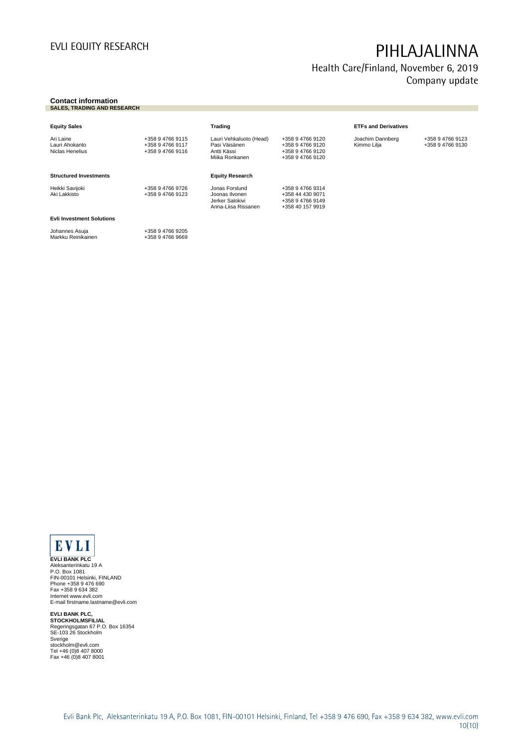**Contact information**

**SALES, TRADING AND RESEARCH**

**Equity Sales**

| | |
|---|---|
| Ari Laine | +358 9 4766 9115 |
| Lauri Ahokanto | +358 9 4766 9117 |
| Niclas Henelius | +358 9 4766 9116 |

**Trading**

| | |
|---|---|
| Lauri Vehkaluoto (Head) | +358 9 4766 9120 |
| Pasi Väisänen | +358 9 4766 9120 |
| Antti Kässi | +358 9 4766 9120 |
| Miika Ronkanen | +358 9 4766 9120 |

**ETFs and Derivatives**

| | |
|---|---|
| Joachim Dannberg | +358 9 4766 9123 |
| Kimmo Lilja | +358 9 4766 9130 |

**Structured Investments**

| | |
|---|---|
| Heikki Savijoki | +358 9 4766 9726 |
| Aki Lakkisto | +358 9 4766 9123 |

**Equity Research**

| | |
|---|---|
| Jonas Forslund | +358 9 4766 9314 |
| Joonas Ilvonen | +358 44 430 9071 |
| Jerker Salokivi | +358 9 4766 9149 |
| Anna-Liisa Rissanen | +358 40 157 9919 |

**Evli Investment Solutions**

| | |
|---|---|
| Johannes Asuja | +358 9 4766 9205 |
| Markku Reinikainen | +358 9 4766 9669 |

**EVLI BANK PLC**
Aleksanterinkatu 19 A
P.O. Box 1081
FIN-00101 Helsinki, FINLAND
Phone +358 9 476 690
Fax +358 9 634 382
Internet www.evli.com
E-mail firstname.lastname@evli.com

**EVLI BANK PLC, STOCKHOLMSFILIAL**
Regeringsgatan 67 P.O. Box 16354
SE-103 26 Stockholm
Sverige
stockholm@evli.com
Tel +46 (0)8 407 8000
Fax +46 (0)8 407 8001